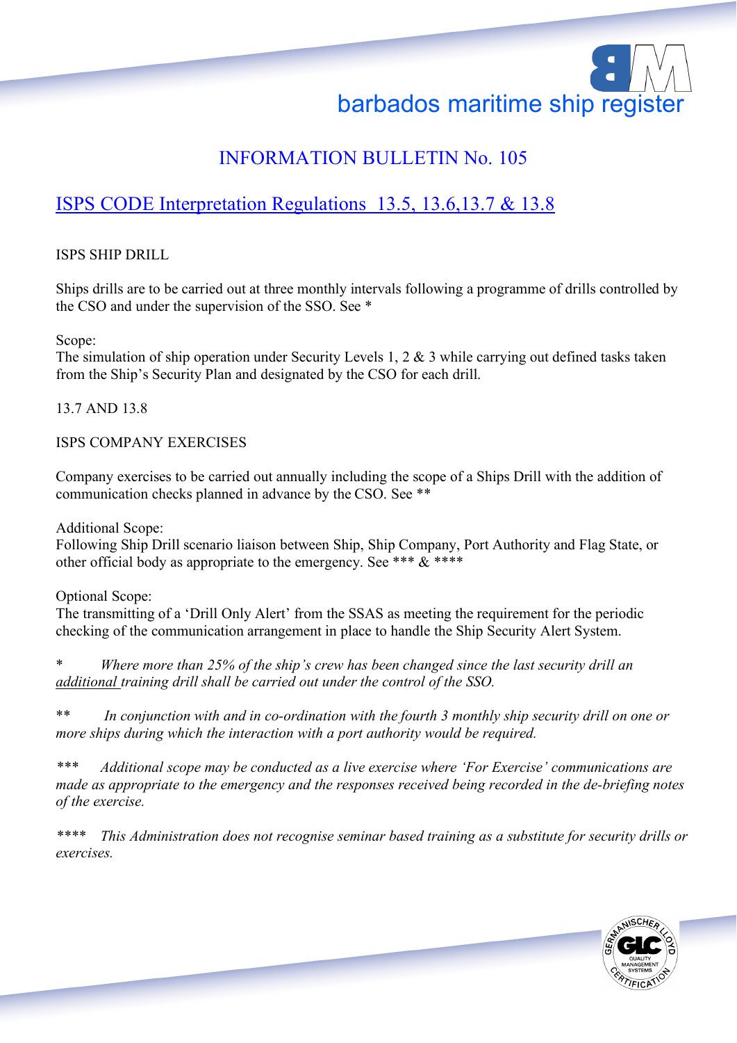barbados maritime ship register

# INFORMATION BULLETIN No. 105

## ISPS CODE Interpretation Regulations 13.5, 13.6,13.7 & 13.8

ISPS SHIP DRILL

Ships drills are to be carried out at three monthly intervals following a programme of drills controlled by the CSO and under the supervision of the SSO. See *

Scope:
The simulation of ship operation under Security Levels 1, 2 & 3 while carrying out defined tasks taken from the Ship's Security Plan and designated by the CSO for each drill.

13.7 AND 13.8

ISPS COMPANY EXERCISES

Company exercises to be carried out annually including the scope of a Ships Drill with the addition of communication checks planned in advance by the CSO. See **

Additional Scope:
Following Ship Drill scenario liaison between Ship, Ship Company, Port Authority and Flag State, or other official body as appropriate to the emergency. See *** & ****

Optional Scope:
The transmitting of a 'Drill Only Alert' from the SSAS as meeting the requirement for the periodic checking of the communication arrangement in place to handle the Ship Security Alert System.

\* *Where more than 25% of the ship's crew has been changed since the last security drill an* <u>*additional*</u> *training drill shall be carried out under the control of the SSO.*

\*\* *In conjunction with and in co-ordination with the fourth 3 monthly ship security drill on one or more ships during which the interaction with a port authority would be required.*

\*\*\* *Additional scope may be conducted as a live exercise where 'For Exercise' communications are made as appropriate to the emergency and the responses received being recorded in the de-briefing notes of the exercise.*

\*\*\*\* *This Administration does not recognise seminar based training as a substitute for security drills or exercises.*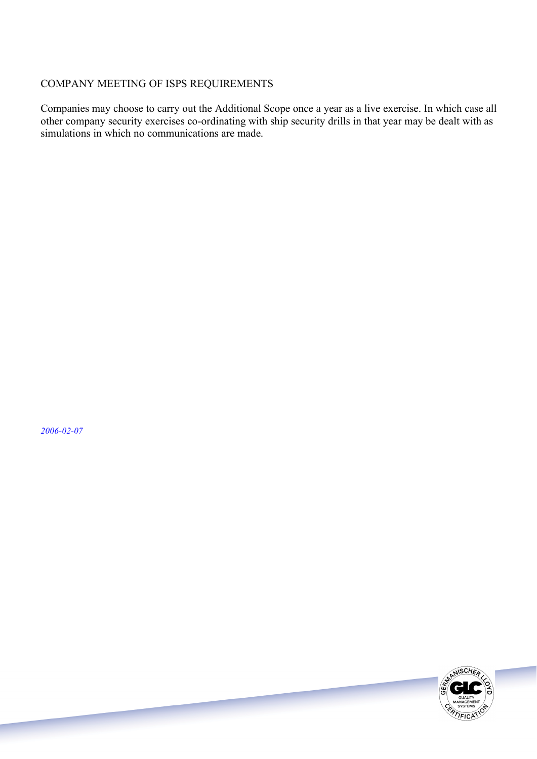COMPANY MEETING OF ISPS REQUIREMENTS

Companies may choose to carry out the Additional Scope once a year as a live exercise. In which case all other company security exercises co-ordinating with ship security drills in that year may be dealt with as simulations in which no communications are made.

*2006-02-07*